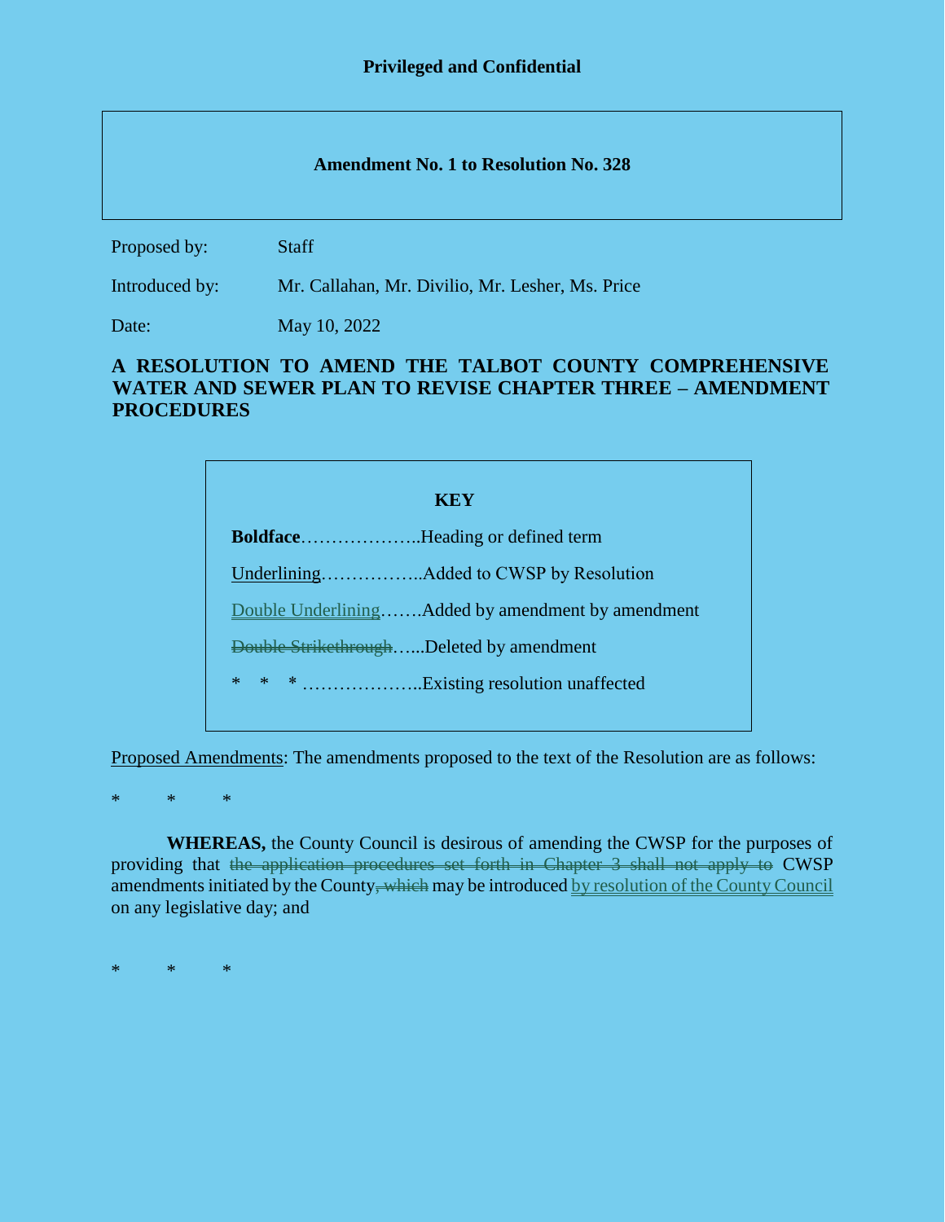**Privileged and Confidential**

**Amendment No. 1 to Resolution No. 328**

Proposed by: Staff

Introduced by: Mr. Callahan, Mr. Divilio, Mr. Lesher, Ms. Price

Date: May 10, 2022

**A RESOLUTION TO AMEND THE TALBOT COUNTY COMPREHENSIVE WATER AND SEWER PLAN TO REVISE CHAPTER THREE – AMENDMENT PROCEDURES**

**KEY**

**Boldface**………………..Heading or defined term

<u>Underlining</u>……………..Added to CWSP by Resolution

<u>Double Underlining</u>…….Added by amendment by amendment

~~Double Strikethrough~~…...Deleted by amendment

\*  \*  \* ………………..Existing resolution unaffected

<u>Proposed Amendments</u>: The amendments proposed to the text of the Resolution are as follows:

\*  \*  \*

**WHEREAS,** the County Council is desirous of amending the CWSP for the purposes of providing that ~~the application procedures set forth in Chapter 3 shall not apply to~~ CWSP amendments initiated by the County~~, which~~ may be introduced <u>by resolution of the County Council</u> on any legislative day; and

\*  \*  \*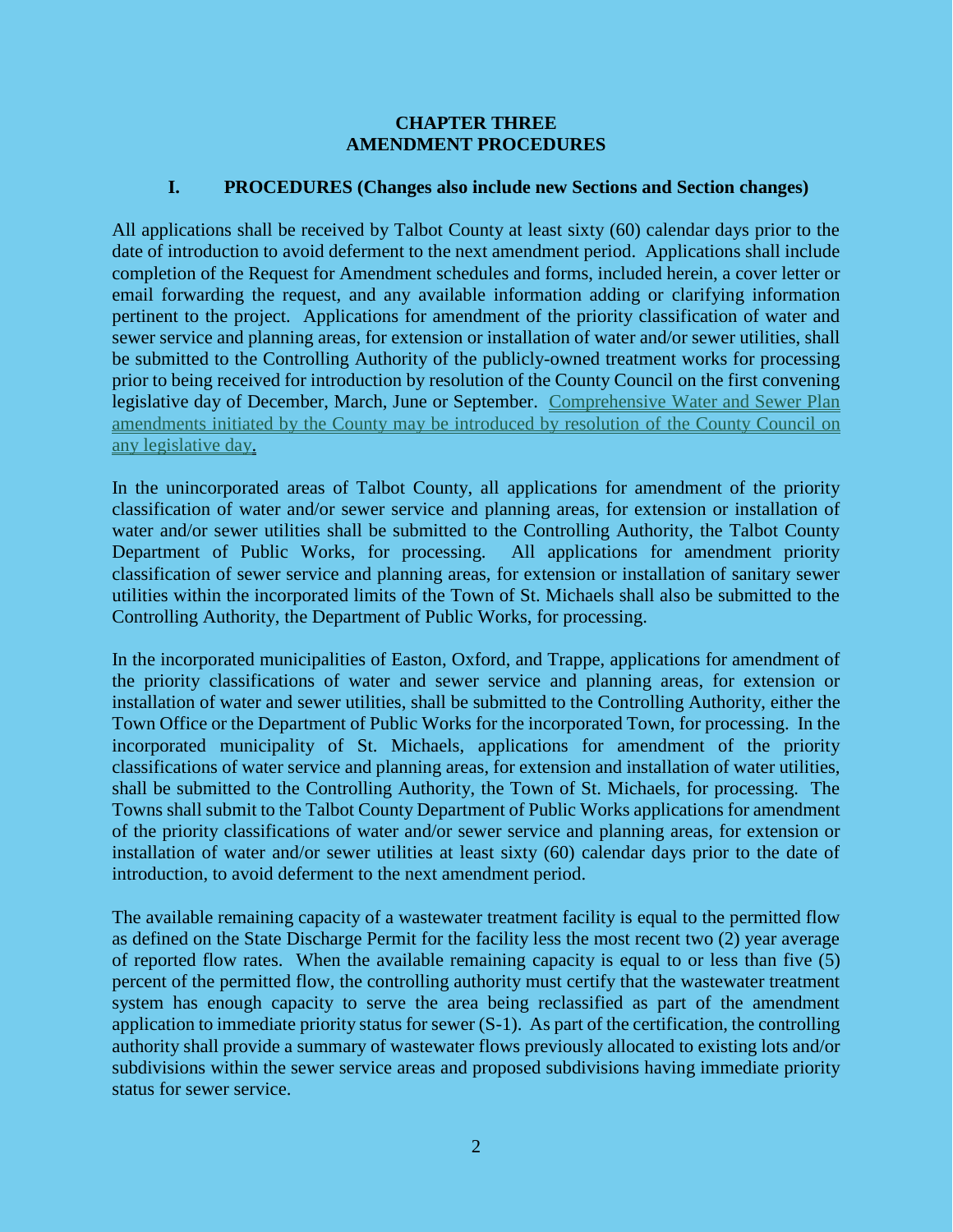# CHAPTER THREE
# AMENDMENT PROCEDURES

## I. PROCEDURES (Changes also include new Sections and Section changes)

All applications shall be received by Talbot County at least sixty (60) calendar days prior to the date of introduction to avoid deferment to the next amendment period. Applications shall include completion of the Request for Amendment schedules and forms, included herein, a cover letter or email forwarding the request, and any available information adding or clarifying information pertinent to the project. Applications for amendment of the priority classification of water and sewer service and planning areas, for extension or installation of water and/or sewer utilities, shall be submitted to the Controlling Authority of the publicly-owned treatment works for processing prior to being received for introduction by resolution of the County Council on the first convening legislative day of December, March, June or September. Comprehensive Water and Sewer Plan amendments initiated by the County may be introduced by resolution of the County Council on any legislative day.

In the unincorporated areas of Talbot County, all applications for amendment of the priority classification of water and/or sewer service and planning areas, for extension or installation of water and/or sewer utilities shall be submitted to the Controlling Authority, the Talbot County Department of Public Works, for processing. All applications for amendment priority classification of sewer service and planning areas, for extension or installation of sanitary sewer utilities within the incorporated limits of the Town of St. Michaels shall also be submitted to the Controlling Authority, the Department of Public Works, for processing.

In the incorporated municipalities of Easton, Oxford, and Trappe, applications for amendment of the priority classifications of water and sewer service and planning areas, for extension or installation of water and sewer utilities, shall be submitted to the Controlling Authority, either the Town Office or the Department of Public Works for the incorporated Town, for processing. In the incorporated municipality of St. Michaels, applications for amendment of the priority classifications of water service and planning areas, for extension and installation of water utilities, shall be submitted to the Controlling Authority, the Town of St. Michaels, for processing. The Towns shall submit to the Talbot County Department of Public Works applications for amendment of the priority classifications of water and/or sewer service and planning areas, for extension or installation of water and/or sewer utilities at least sixty (60) calendar days prior to the date of introduction, to avoid deferment to the next amendment period.

The available remaining capacity of a wastewater treatment facility is equal to the permitted flow as defined on the State Discharge Permit for the facility less the most recent two (2) year average of reported flow rates. When the available remaining capacity is equal to or less than five (5) percent of the permitted flow, the controlling authority must certify that the wastewater treatment system has enough capacity to serve the area being reclassified as part of the amendment application to immediate priority status for sewer (S-1). As part of the certification, the controlling authority shall provide a summary of wastewater flows previously allocated to existing lots and/or subdivisions within the sewer service areas and proposed subdivisions having immediate priority status for sewer service.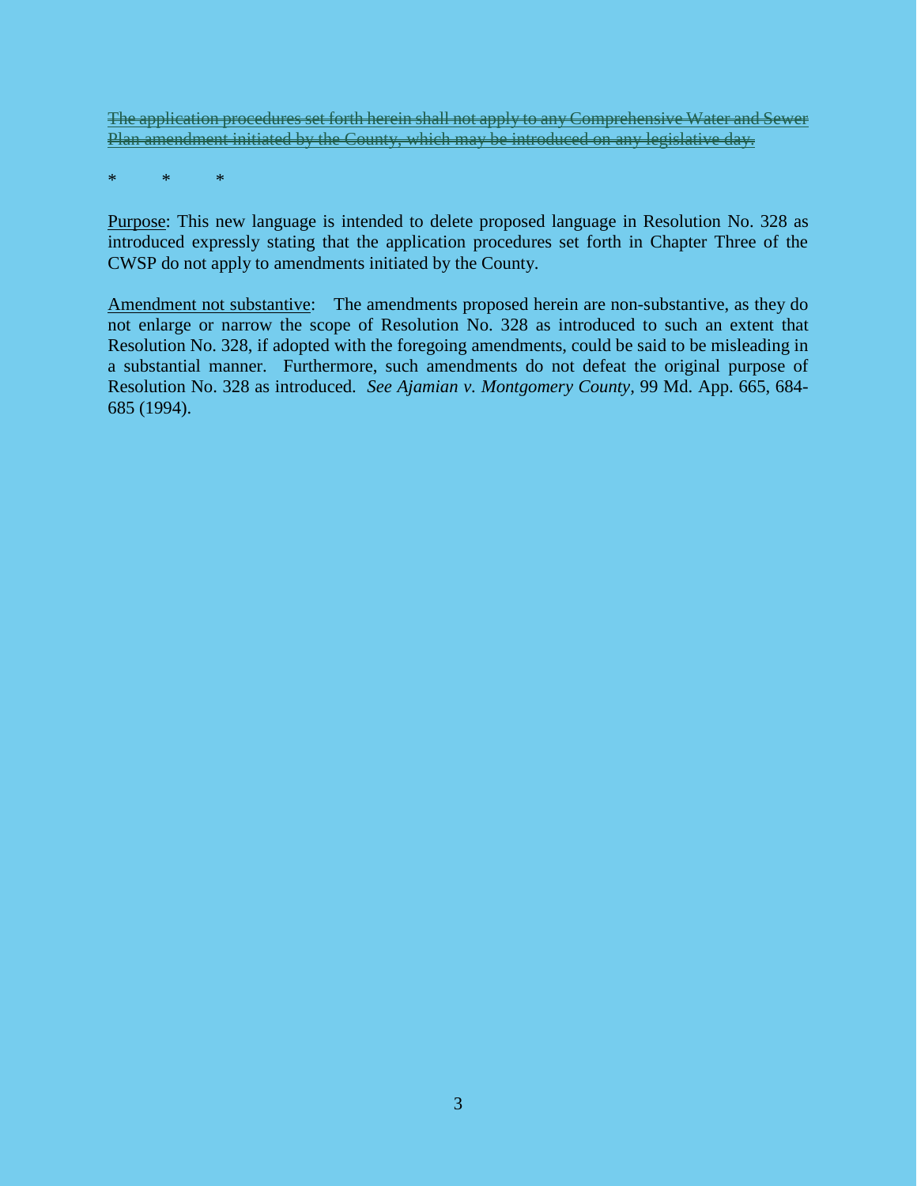~~The application procedures set forth herein shall not apply to any Comprehensive Water and Sewer Plan amendment initiated by the County, which may be introduced on any legislative day.~~

*          *          *

Purpose: This new language is intended to delete proposed language in Resolution No. 328 as introduced expressly stating that the application procedures set forth in Chapter Three of the CWSP do not apply to amendments initiated by the County.

Amendment not substantive: The amendments proposed herein are non-substantive, as they do not enlarge or narrow the scope of Resolution No. 328 as introduced to such an extent that Resolution No. 328, if adopted with the foregoing amendments, could be said to be misleading in a substantial manner. Furthermore, such amendments do not defeat the original purpose of Resolution No. 328 as introduced. *See Ajamian v. Montgomery County*, 99 Md. App. 665, 684-685 (1994).